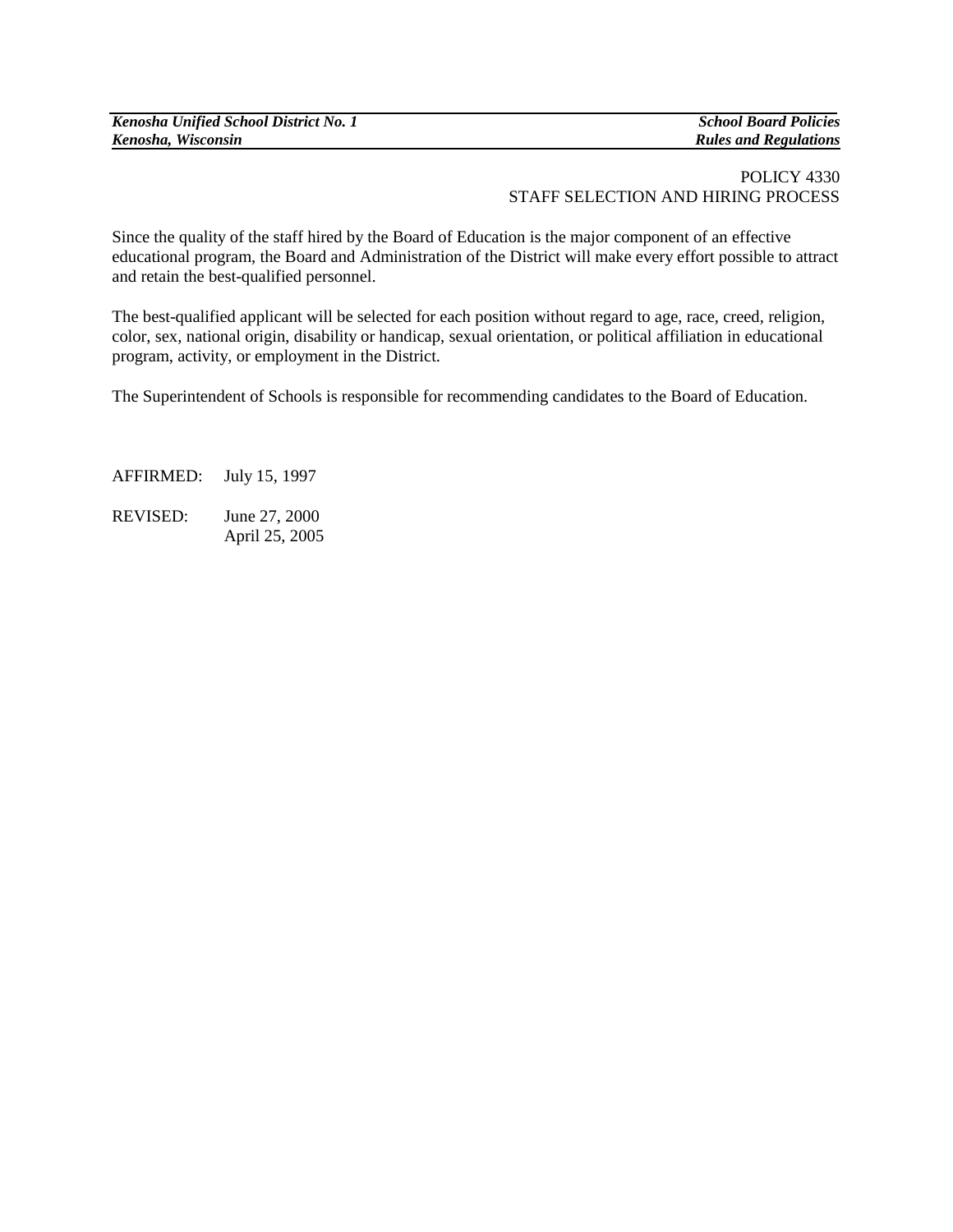POLICY 4330
STAFF SELECTION AND HIRING PROCESS

Since the quality of the staff hired by the Board of Education is the major component of an effective educational program, the Board and Administration of the District will make every effort possible to attract and retain the best-qualified personnel.

The best-qualified applicant will be selected for each position without regard to age, race, creed, religion, color, sex, national origin, disability or handicap, sexual orientation, or political affiliation in educational program, activity, or employment in the District.

The Superintendent of Schools is responsible for recommending candidates to the Board of Education.

AFFIRMED: July 15, 1997

REVISED: June 27, 2000
April 25, 2005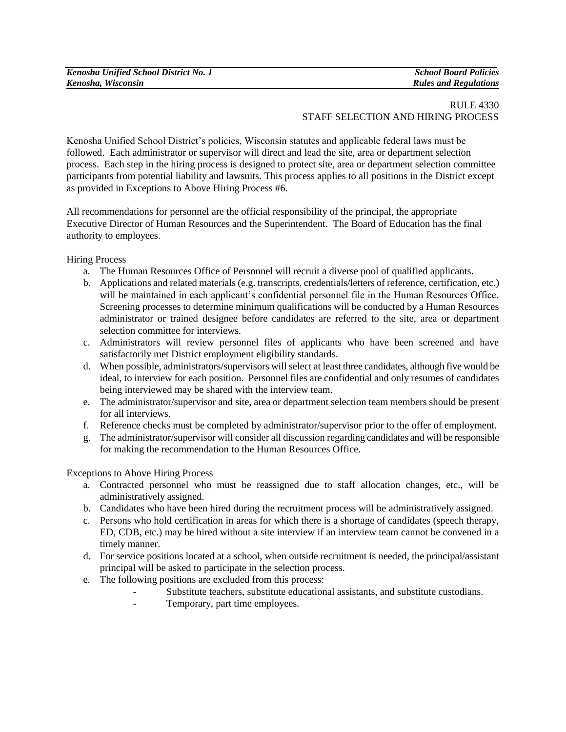RULE 4330
STAFF SELECTION AND HIRING PROCESS

Kenosha Unified School District's policies, Wisconsin statutes and applicable federal laws must be followed. Each administrator or supervisor will direct and lead the site, area or department selection process. Each step in the hiring process is designed to protect site, area or department selection committee participants from potential liability and lawsuits. This process applies to all positions in the District except as provided in Exceptions to Above Hiring Process #6.

All recommendations for personnel are the official responsibility of the principal, the appropriate Executive Director of Human Resources and the Superintendent. The Board of Education has the final authority to employees.

Hiring Process

a. The Human Resources Office of Personnel will recruit a diverse pool of qualified applicants.
b. Applications and related materials (e.g. transcripts, credentials/letters of reference, certification, etc.) will be maintained in each applicant's confidential personnel file in the Human Resources Office. Screening processes to determine minimum qualifications will be conducted by a Human Resources administrator or trained designee before candidates are referred to the site, area or department selection committee for interviews.
c. Administrators will review personnel files of applicants who have been screened and have satisfactorily met District employment eligibility standards.
d. When possible, administrators/supervisors will select at least three candidates, although five would be ideal, to interview for each position. Personnel files are confidential and only resumes of candidates being interviewed may be shared with the interview team.
e. The administrator/supervisor and site, area or department selection team members should be present for all interviews.
f. Reference checks must be completed by administrator/supervisor prior to the offer of employment.
g. The administrator/supervisor will consider all discussion regarding candidates and will be responsible for making the recommendation to the Human Resources Office.

Exceptions to Above Hiring Process

a. Contracted personnel who must be reassigned due to staff allocation changes, etc., will be administratively assigned.
b. Candidates who have been hired during the recruitment process will be administratively assigned.
c. Persons who hold certification in areas for which there is a shortage of candidates (speech therapy, ED, CDB, etc.) may be hired without a site interview if an interview team cannot be convened in a timely manner.
d. For service positions located at a school, when outside recruitment is needed, the principal/assistant principal will be asked to participate in the selection process.
e. The following positions are excluded from this process:
    - Substitute teachers, substitute educational assistants, and substitute custodians.
    - Temporary, part time employees.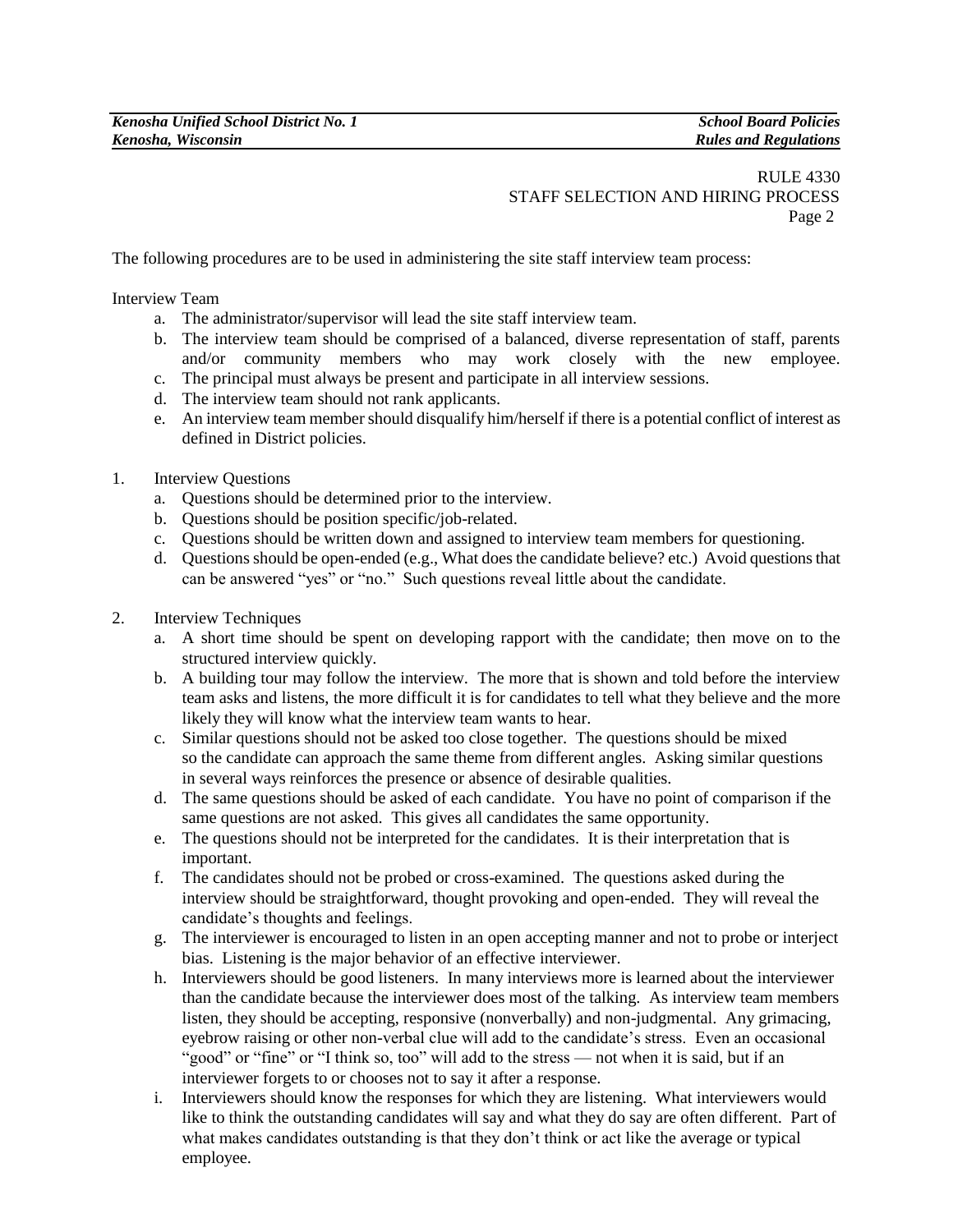RULE 4330
STAFF SELECTION AND HIRING PROCESS

The following procedures are to be used in administering the site staff interview team process:

Interview Team

a. The administrator/supervisor will lead the site staff interview team.
b. The interview team should be comprised of a balanced, diverse representation of staff, parents and/or community members who may work closely with the new employee.
c. The principal must always be present and participate in all interview sessions.
d. The interview team should not rank applicants.
e. An interview team member should disqualify him/herself if there is a potential conflict of interest as defined in District policies.

1. Interview Questions
   a. Questions should be determined prior to the interview.
   b. Questions should be position specific/job-related.
   c. Questions should be written down and assigned to interview team members for questioning.
   d. Questions should be open-ended (e.g., What does the candidate believe? etc.) Avoid questions that can be answered "yes" or "no." Such questions reveal little about the candidate.

2. Interview Techniques
   a. A short time should be spent on developing rapport with the candidate; then move on to the structured interview quickly.
   b. A building tour may follow the interview. The more that is shown and told before the interview team asks and listens, the more difficult it is for candidates to tell what they believe and the more likely they will know what the interview team wants to hear.
   c. Similar questions should not be asked too close together. The questions should be mixed so the candidate can approach the same theme from different angles. Asking similar questions in several ways reinforces the presence or absence of desirable qualities.
   d. The same questions should be asked of each candidate. You have no point of comparison if the same questions are not asked. This gives all candidates the same opportunity.
   e. The questions should not be interpreted for the candidates. It is their interpretation that is important.
   f. The candidates should not be probed or cross-examined. The questions asked during the interview should be straightforward, thought provoking and open-ended. They will reveal the candidate's thoughts and feelings.
   g. The interviewer is encouraged to listen in an open accepting manner and not to probe or interject bias. Listening is the major behavior of an effective interviewer.
   h. Interviewers should be good listeners. In many interviews more is learned about the interviewer than the candidate because the interviewer does most of the talking. As interview team members listen, they should be accepting, responsive (nonverbally) and non-judgmental. Any grimacing, eyebrow raising or other non-verbal clue will add to the candidate's stress. Even an occasional "good" or "fine" or "I think so, too" will add to the stress — not when it is said, but if an interviewer forgets to or chooses not to say it after a response.
   i. Interviewers should know the responses for which they are listening. What interviewers would like to think the outstanding candidates will say and what they do say are often different. Part of what makes candidates outstanding is that they don't think or act like the average or typical employee.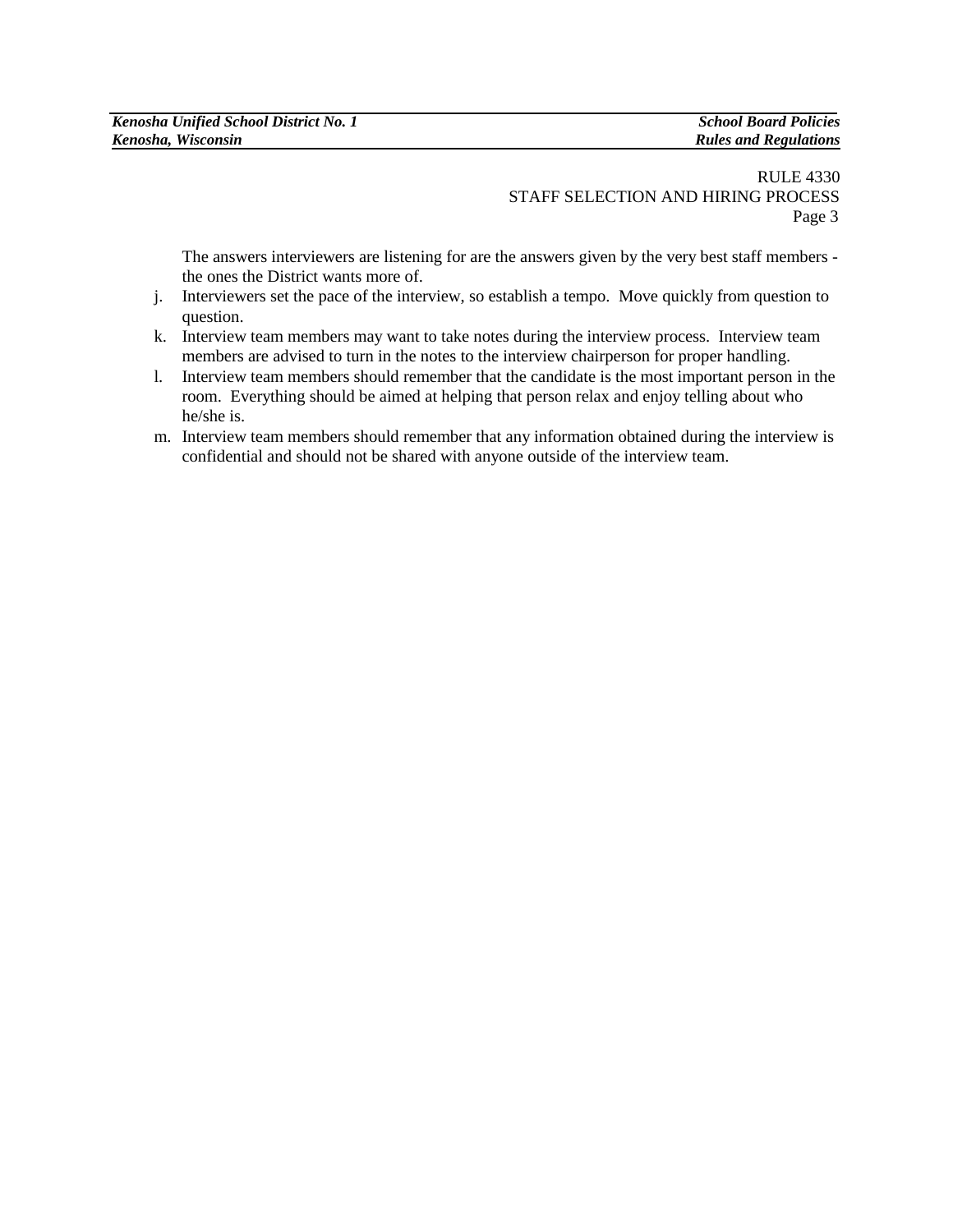RULE 4330
STAFF SELECTION AND HIRING PROCESS

The answers interviewers are listening for are the answers given by the very best staff members - the ones the District wants more of.

j. Interviewers set the pace of the interview, so establish a tempo. Move quickly from question to question.
k. Interview team members may want to take notes during the interview process. Interview team members are advised to turn in the notes to the interview chairperson for proper handling.
l. Interview team members should remember that the candidate is the most important person in the room. Everything should be aimed at helping that person relax and enjoy telling about who he/she is.
m. Interview team members should remember that any information obtained during the interview is confidential and should not be shared with anyone outside of the interview team.